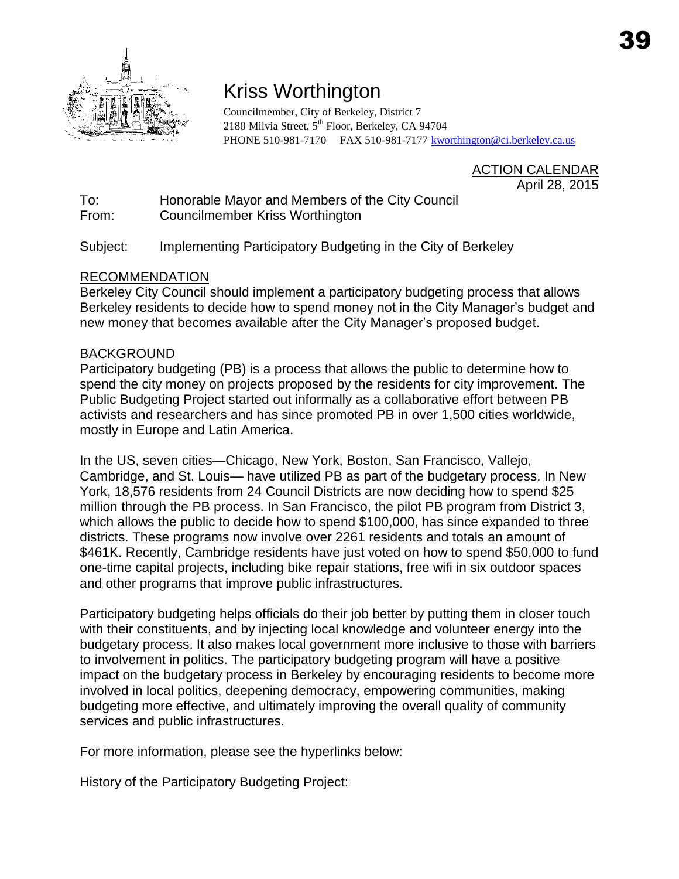# Kriss Worthington

Councilmember, City of Berkeley, District 7
2180 Milvia Street, 5th Floor, Berkeley, CA 94704
PHONE 510-981-7170 FAX 510-981-7177 kworthington@ci.berkeley.ca.us

ACTION CALENDAR
April 28, 2015

To: Honorable Mayor and Members of the City Council
From: Councilmember Kriss Worthington

Subject: Implementing Participatory Budgeting in the City of Berkeley

## RECOMMENDATION

Berkeley City Council should implement a participatory budgeting process that allows Berkeley residents to decide how to spend money not in the City Manager's budget and new money that becomes available after the City Manager's proposed budget.

## BACKGROUND

Participatory budgeting (PB) is a process that allows the public to determine how to spend the city money on projects proposed by the residents for city improvement. The Public Budgeting Project started out informally as a collaborative effort between PB activists and researchers and has since promoted PB in over 1,500 cities worldwide, mostly in Europe and Latin America.

In the US, seven cities—Chicago, New York, Boston, San Francisco, Vallejo, Cambridge, and St. Louis— have utilized PB as part of the budgetary process. In New York, 18,576 residents from 24 Council Districts are now deciding how to spend $25 million through the PB process. In San Francisco, the pilot PB program from District 3, which allows the public to decide how to spend $100,000, has since expanded to three districts. These programs now involve over 2261 residents and totals an amount of $461K. Recently, Cambridge residents have just voted on how to spend $50,000 to fund one-time capital projects, including bike repair stations, free wifi in six outdoor spaces and other programs that improve public infrastructures.

Participatory budgeting helps officials do their job better by putting them in closer touch with their constituents, and by injecting local knowledge and volunteer energy into the budgetary process. It also makes local government more inclusive to those with barriers to involvement in politics. The participatory budgeting program will have a positive impact on the budgetary process in Berkeley by encouraging residents to become more involved in local politics, deepening democracy, empowering communities, making budgeting more effective, and ultimately improving the overall quality of community services and public infrastructures.

For more information, please see the hyperlinks below:

History of the Participatory Budgeting Project: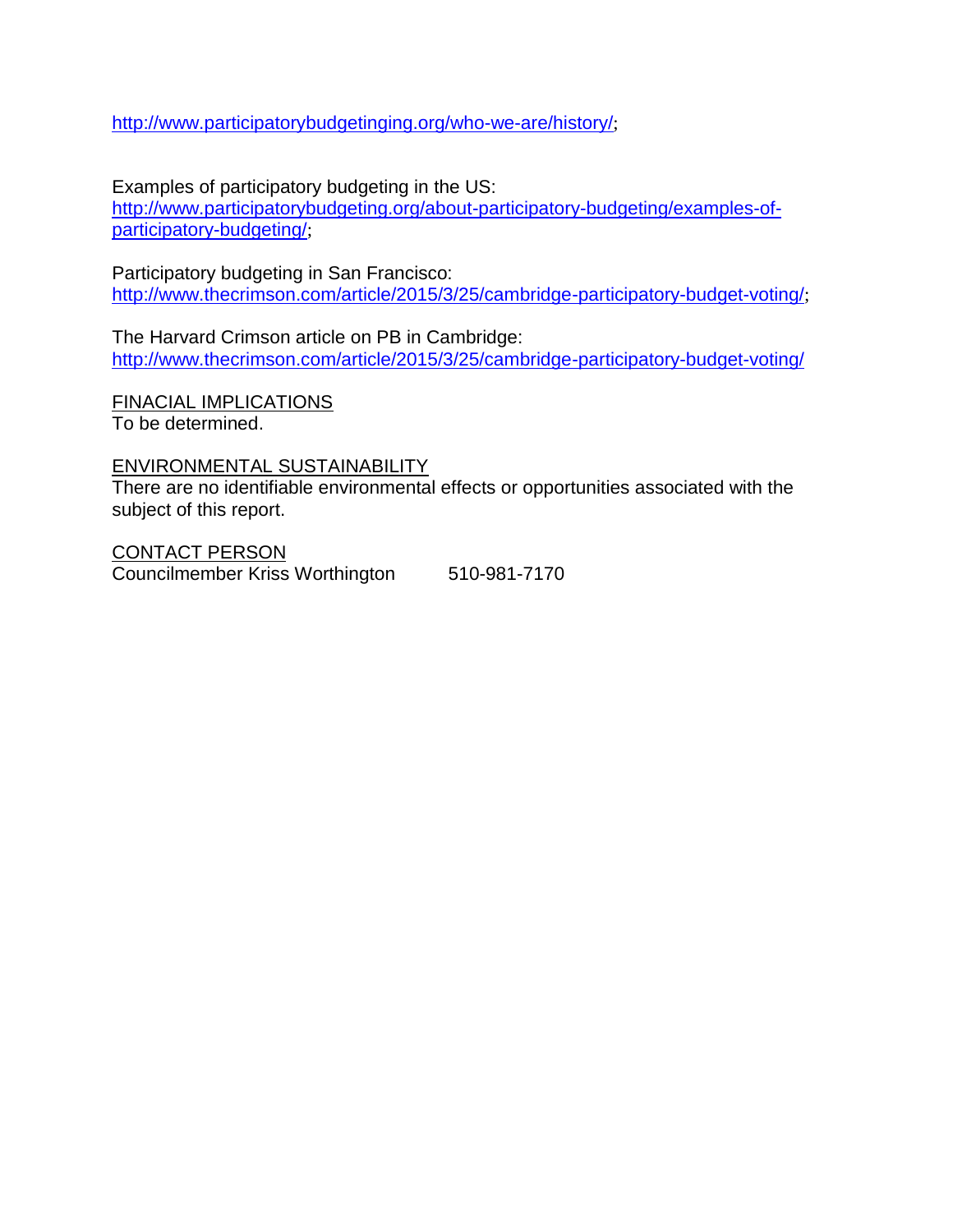http://www.participatorybudgetinging.org/who-we-are/history/;

Examples of participatory budgeting in the US:
http://www.participatorybudgeting.org/about-participatory-budgeting/examples-of-participatory-budgeting/;

Participatory budgeting in San Francisco:
http://www.thecrimson.com/article/2015/3/25/cambridge-participatory-budget-voting/;

The Harvard Crimson article on PB in Cambridge:
http://www.thecrimson.com/article/2015/3/25/cambridge-participatory-budget-voting/

FINACIAL IMPLICATIONS
To be determined.

ENVIRONMENTAL SUSTAINABILITY
There are no identifiable environmental effects or opportunities associated with the subject of this report.

CONTACT PERSON
Councilmember Kriss Worthington 510-981-7170